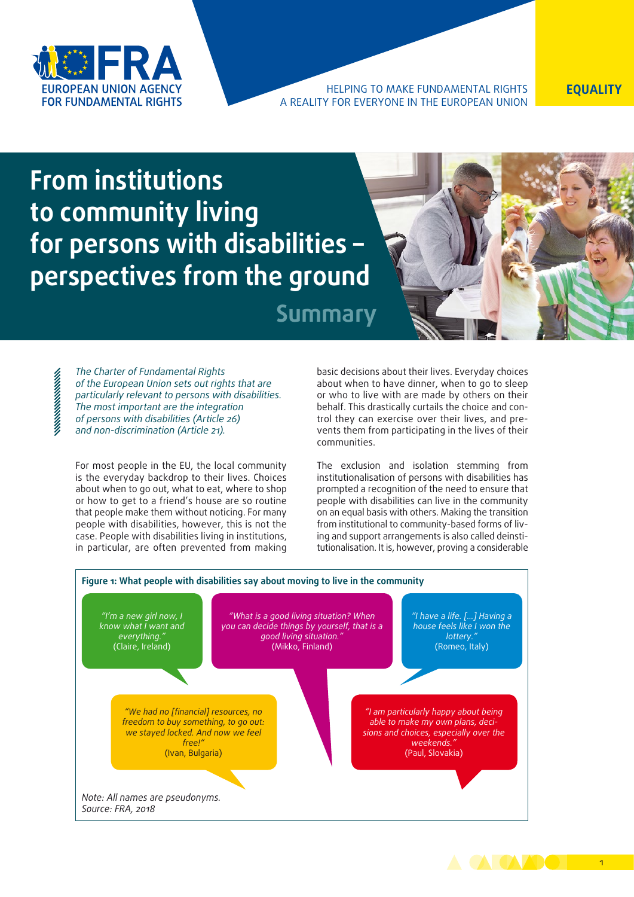EUROPEAN UNION AGENCY FOR FUNDAMENTAL RIGHTS

HELPING TO MAKE FUNDAMENTAL RIGHTS A REALITY FOR EVERYONE IN THE EUROPEAN UNION

EQUALITY

# From institutions to community living for persons with disabilities – perspectives from the ground

## Summary

*The Charter of Fundamental Rights of the European Union sets out rights that are particularly relevant to persons with disabilities. The most important are the integration of persons with disabilities (Article 26) and non-discrimination (Article 21).*

For most people in the EU, the local community is the everyday backdrop to their lives. Choices about when to go out, what to eat, where to shop or how to get to a friend's house are so routine that people make them without noticing. For many people with disabilities, however, this is not the case. People with disabilities living in institutions, in particular, are often prevented from making basic decisions about their lives. Everyday choices about when to have dinner, when to go to sleep or who to live with are made by others on their behalf. This drastically curtails the choice and control they can exercise over their lives, and prevents them from participating in the lives of their communities.

The exclusion and isolation stemming from institutionalisation of persons with disabilities has prompted a recognition of the need to ensure that people with disabilities can live in the community on an equal basis with others. Making the transition from institutional to community-based forms of living and support arrangements is also called deinstitutionalisation. It is, however, proving a considerable

**Figure 1: What people with disabilities say about moving to live in the community**

*"I'm a new girl now, I know what I want and everything."* (Claire, Ireland)

*"What is a good living situation? When you can decide things by yourself, that is a good living situation."* (Mikko, Finland)

*"I have a life. [...] Having a house feels like I won the lottery."* (Romeo, Italy)

*"We had no [financial] resources, no freedom to buy something, to go out: we stayed locked. And now we feel free!"* (Ivan, Bulgaria)

*"I am particularly happy about being able to make my own plans, decisions and choices, especially over the weekends."* (Paul, Slovakia)

*Note: All names are pseudonyms.*
*Source: FRA, 2018*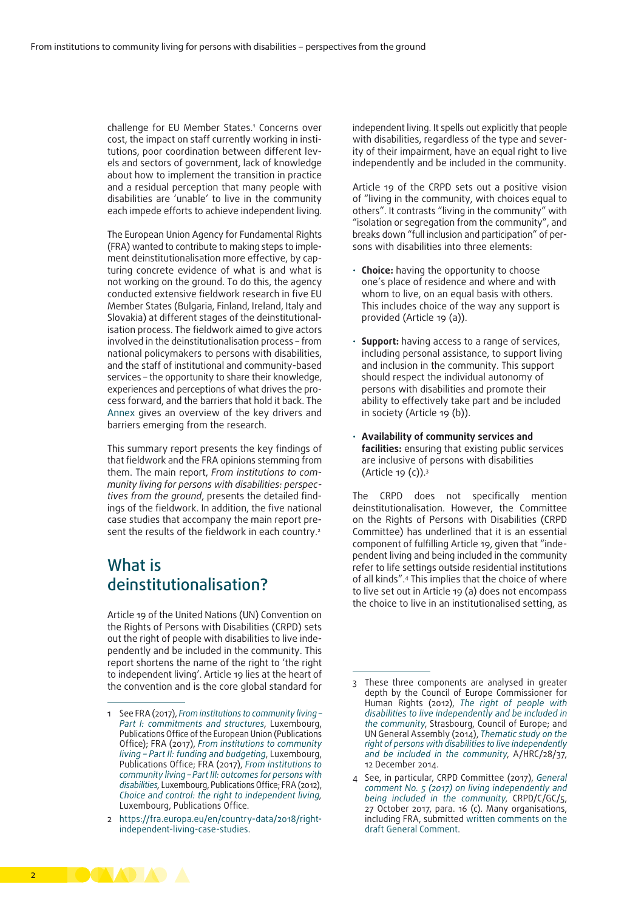challenge for EU Member States.[1] Concerns over cost, the impact on staff currently working in institutions, poor coordination between different levels and sectors of government, lack of knowledge about how to implement the transition in practice and a residual perception that many people with disabilities are 'unable' to live in the community each impede efforts to achieve independent living.

The European Union Agency for Fundamental Rights (FRA) wanted to contribute to making steps to implement deinstitutionalisation more effective, by capturing concrete evidence of what is and what is not working on the ground. To do this, the agency conducted extensive fieldwork research in five EU Member States (Bulgaria, Finland, Ireland, Italy and Slovakia) at different stages of the deinstitutionalisation process. The fieldwork aimed to give actors involved in the deinstitutionalisation process – from national policymakers to persons with disabilities, and the staff of institutional and community-based services – the opportunity to share their knowledge, experiences and perceptions of what drives the process forward, and the barriers that hold it back. The Annex gives an overview of the key drivers and barriers emerging from the research.

This summary report presents the key findings of that fieldwork and the FRA opinions stemming from them. The main report, *From institutions to community living for persons with disabilities: perspectives from the ground*, presents the detailed findings of the fieldwork. In addition, the five national case studies that accompany the main report present the results of the fieldwork in each country.[2]

## What is deinstitutionalisation?

Article 19 of the United Nations (UN) Convention on the Rights of Persons with Disabilities (CRPD) sets out the right of people with disabilities to live independently and be included in the community. This report shortens the name of the right to 'the right to independent living'. Article 19 lies at the heart of the convention and is the core global standard for independent living. It spells out explicitly that people with disabilities, regardless of the type and severity of their impairment, have an equal right to live independently and be included in the community.

Article 19 of the CRPD sets out a positive vision of "living in the community, with choices equal to others". It contrasts "living in the community" with "isolation or segregation from the community", and breaks down "full inclusion and participation" of persons with disabilities into three elements:

- **Choice:** having the opportunity to choose one's place of residence and where and with whom to live, on an equal basis with others. This includes choice of the way any support is provided (Article 19 (a)).
- **Support:** having access to a range of services, including personal assistance, to support living and inclusion in the community. This support should respect the individual autonomy of persons with disabilities and promote their ability to effectively take part and be included in society (Article 19 (b)).
- **Availability of community services and facilities:** ensuring that existing public services are inclusive of persons with disabilities (Article 19 (c)).[3]

The CRPD does not specifically mention deinstitutionalisation. However, the Committee on the Rights of Persons with Disabilities (CRPD Committee) has underlined that it is an essential component of fulfilling Article 19, given that "independent living and being included in the community refer to life settings outside residential institutions of all kinds".[4] This implies that the choice of where to live set out in Article 19 (a) does not encompass the choice to live in an institutionalised setting, as

---

1 See FRA (2017), *From institutions to community living – Part I: commitments and structures*, Luxembourg, Publications Office of the European Union (Publications Office); FRA (2017), *From institutions to community living – Part II: funding and budgeting*, Luxembourg, Publications Office; FRA (2017), *From institutions to community living – Part III: outcomes for persons with disabilities*, Luxembourg, Publications Office; FRA (2012), *Choice and control: the right to independent living*, Luxembourg, Publications Office.

2 https://fra.europa.eu/en/country-data/2018/right-independent-living-case-studies.

3 These three components are analysed in greater depth by the Council of Europe Commissioner for Human Rights (2012), *The right of people with disabilities to live independently and be included in the community*, Strasbourg, Council of Europe; and UN General Assembly (2014), *Thematic study on the right of persons with disabilities to live independently and be included in the community*, A/HRC/28/37, 12 December 2014.

4 See, in particular, CRPD Committee (2017), *General comment No. 5 (2017) on living independently and being included in the community*, CRPD/C/GC/5, 27 October 2017, para. 16 (c). Many organisations, including FRA, submitted written comments on the draft General Comment.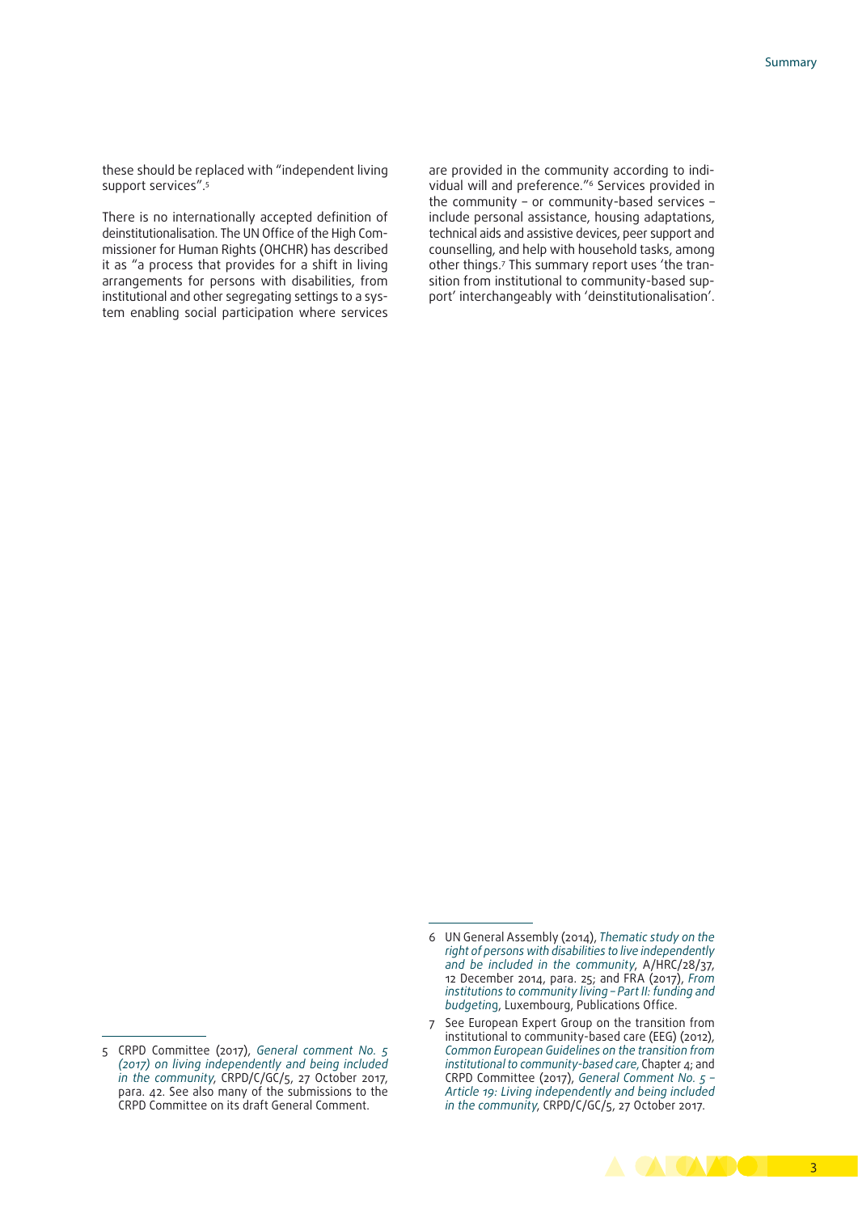these should be replaced with "independent living support services".[5]

There is no internationally accepted definition of deinstitutionalisation. The UN Office of the High Commissioner for Human Rights (OHCHR) has described it as "a process that provides for a shift in living arrangements for persons with disabilities, from institutional and other segregating settings to a system enabling social participation where services are provided in the community according to individual will and preference."[6] Services provided in the community – or community-based services – include personal assistance, housing adaptations, technical aids and assistive devices, peer support and counselling, and help with household tasks, among other things.[7] This summary report uses 'the transition from institutional to community-based support' interchangeably with 'deinstitutionalisation'.

---

5 CRPD Committee (2017), *General comment No. 5 (2017) on living independently and being included in the community*, CRPD/C/GC/5, 27 October 2017, para. 42. See also many of the submissions to the CRPD Committee on its draft General Comment.

6 UN General Assembly (2014), *Thematic study on the right of persons with disabilities to live independently and be included in the community*, A/HRC/28/37, 12 December 2014, para. 25; and FRA (2017), *From institutions to community living – Part II: funding and budgeting*, Luxembourg, Publications Office.

7 See European Expert Group on the transition from institutional to community-based care (EEG) (2012), *Common European Guidelines on the transition from institutional to community-based care*, Chapter 4; and CRPD Committee (2017), *General Comment No. 5 – Article 19: Living independently and being included in the community*, CRPD/C/GC/5, 27 October 2017.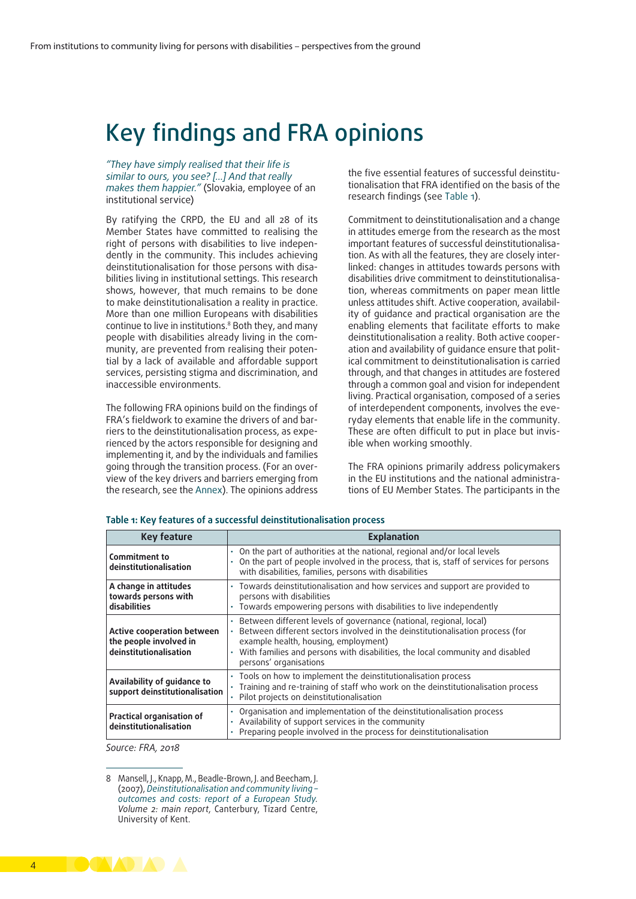# Key findings and FRA opinions

*"They have simply realised that their life is similar to ours, you see? [...] And that really makes them happier."* (Slovakia, employee of an institutional service)

By ratifying the CRPD, the EU and all 28 of its Member States have committed to realising the right of persons with disabilities to live independently in the community. This includes achieving deinstitutionalisation for those persons with disabilities living in institutional settings. This research shows, however, that much remains to be done to make deinstitutionalisation a reality in practice. More than one million Europeans with disabilities continue to live in institutions.[8] Both they, and many people with disabilities already living in the community, are prevented from realising their potential by a lack of available and affordable support services, persisting stigma and discrimination, and inaccessible environments.

The following FRA opinions build on the findings of FRA's fieldwork to examine the drivers of and barriers to the deinstitutionalisation process, as experienced by the actors responsible for designing and implementing it, and by the individuals and families going through the transition process. (For an overview of the key drivers and barriers emerging from the research, see the Annex). The opinions address the five essential features of successful deinstitutionalisation that FRA identified on the basis of the research findings (see Table 1).

Commitment to deinstitutionalisation and a change in attitudes emerge from the research as the most important features of successful deinstitutionalisation. As with all the features, they are closely interlinked: changes in attitudes towards persons with disabilities drive commitment to deinstitutionalisation, whereas commitments on paper mean little unless attitudes shift. Active cooperation, availability of guidance and practical organisation are the enabling elements that facilitate efforts to make deinstitutionalisation a reality. Both active cooperation and availability of guidance ensure that political commitment to deinstitutionalisation is carried through, and that changes in attitudes are fostered through a common goal and vision for independent living. Practical organisation, composed of a series of interdependent components, involves the everyday elements that enable life in the community. These are often difficult to put in place but invisible when working smoothly.

The FRA opinions primarily address policymakers in the EU institutions and the national administrations of EU Member States. The participants in the

**Table 1: Key features of a successful deinstitutionalisation process**

| Key feature | Explanation |
|---|---|
| **Commitment to deinstitutionalisation** | • On the part of authorities at the national, regional and/or local levels<br>• On the part of people involved in the process, that is, staff of services for persons with disabilities, families, persons with disabilities |
| **A change in attitudes towards persons with disabilities** | • Towards deinstitutionalisation and how services and support are provided to persons with disabilities<br>• Towards empowering persons with disabilities to live independently |
| **Active cooperation between the people involved in deinstitutionalisation** | • Between different levels of governance (national, regional, local)<br>• Between different sectors involved in the deinstitutionalisation process (for example health, housing, employment)<br>• With families and persons with disabilities, the local community and disabled persons' organisations |
| **Availability of guidance to support deinstitutionalisation** | • Tools on how to implement the deinstitutionalisation process<br>• Training and re-training of staff who work on the deinstitutionalisation process<br>• Pilot projects on deinstitutionalisation |
| **Practical organisation of deinstitutionalisation** | • Organisation and implementation of the deinstitutionalisation process<br>• Availability of support services in the community<br>• Preparing people involved in the process for deinstitutionalisation |

*Source: FRA, 2018*

8 Mansell, J., Knapp, M., Beadle-Brown, J. and Beecham, J. (2007), *Deinstitutionalisation and community living – outcomes and costs: report of a European Study. Volume 2: main report*, Canterbury, Tizard Centre, University of Kent.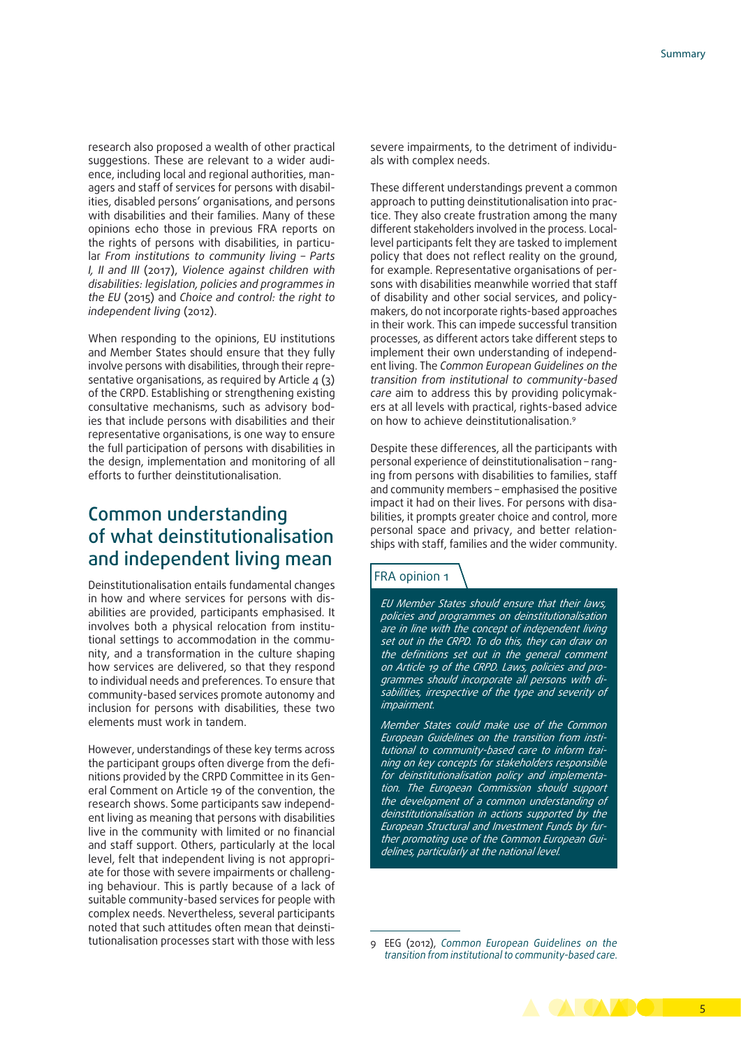research also proposed a wealth of other practical suggestions. These are relevant to a wider audience, including local and regional authorities, managers and staff of services for persons with disabilities, disabled persons' organisations, and persons with disabilities and their families. Many of these opinions echo those in previous FRA reports on the rights of persons with disabilities, in particular *From institutions to community living – Parts I, II and III* (2017), *Violence against children with disabilities: legislation, policies and programmes in the EU* (2015) and *Choice and control: the right to independent living* (2012).

When responding to the opinions, EU institutions and Member States should ensure that they fully involve persons with disabilities, through their representative organisations, as required by Article 4 (3) of the CRPD. Establishing or strengthening existing consultative mechanisms, such as advisory bodies that include persons with disabilities and their representative organisations, is one way to ensure the full participation of persons with disabilities in the design, implementation and monitoring of all efforts to further deinstitutionalisation.

## Common understanding of what deinstitutionalisation and independent living mean

Deinstitutionalisation entails fundamental changes in how and where services for persons with disabilities are provided, participants emphasised. It involves both a physical relocation from institutional settings to accommodation in the community, and a transformation in the culture shaping how services are delivered, so that they respond to individual needs and preferences. To ensure that community-based services promote autonomy and inclusion for persons with disabilities, these two elements must work in tandem.

However, understandings of these key terms across the participant groups often diverge from the definitions provided by the CRPD Committee in its General Comment on Article 19 of the convention, the research shows. Some participants saw independent living as meaning that persons with disabilities live in the community with limited or no financial and staff support. Others, particularly at the local level, felt that independent living is not appropriate for those with severe impairments or challenging behaviour. This is partly because of a lack of suitable community-based services for people with complex needs. Nevertheless, several participants noted that such attitudes often mean that deinstitutionalisation processes start with those with less severe impairments, to the detriment of individuals with complex needs.

These different understandings prevent a common approach to putting deinstitutionalisation into practice. They also create frustration among the many different stakeholders involved in the process. Local-level participants felt they are tasked to implement policy that does not reflect reality on the ground, for example. Representative organisations of persons with disabilities meanwhile worried that staff of disability and other social services, and policymakers, do not incorporate rights-based approaches in their work. This can impede successful transition processes, as different actors take different steps to implement their own understanding of independent living. The *Common European Guidelines on the transition from institutional to community-based care* aim to address this by providing policymakers at all levels with practical, rights-based advice on how to achieve deinstitutionalisation.[9]

Despite these differences, all the participants with personal experience of deinstitutionalisation – ranging from persons with disabilities to families, staff and community members – emphasised the positive impact it had on their lives. For persons with disabilities, it prompts greater choice and control, more personal space and privacy, and better relationships with staff, families and the wider community.

**FRA opinion 1**

*EU Member States should ensure that their laws, policies and programmes on deinstitutionalisation are in line with the concept of independent living set out in the CRPD. To do this, they can draw on the definitions set out in the general comment on Article 19 of the CRPD. Laws, policies and programmes should incorporate all persons with disabilities, irrespective of the type and severity of impairment.*

*Member States could make use of the Common European Guidelines on the transition from institutional to community-based care to inform training on key concepts for stakeholders responsible for deinstitutionalisation policy and implementation. The European Commission should support the development of a common understanding of deinstitutionalisation in actions supported by the European Structural and Investment Funds by further promoting use of the Common European Guidelines, particularly at the national level.*

9 EEG (2012), *Common European Guidelines on the transition from institutional to community-based care*.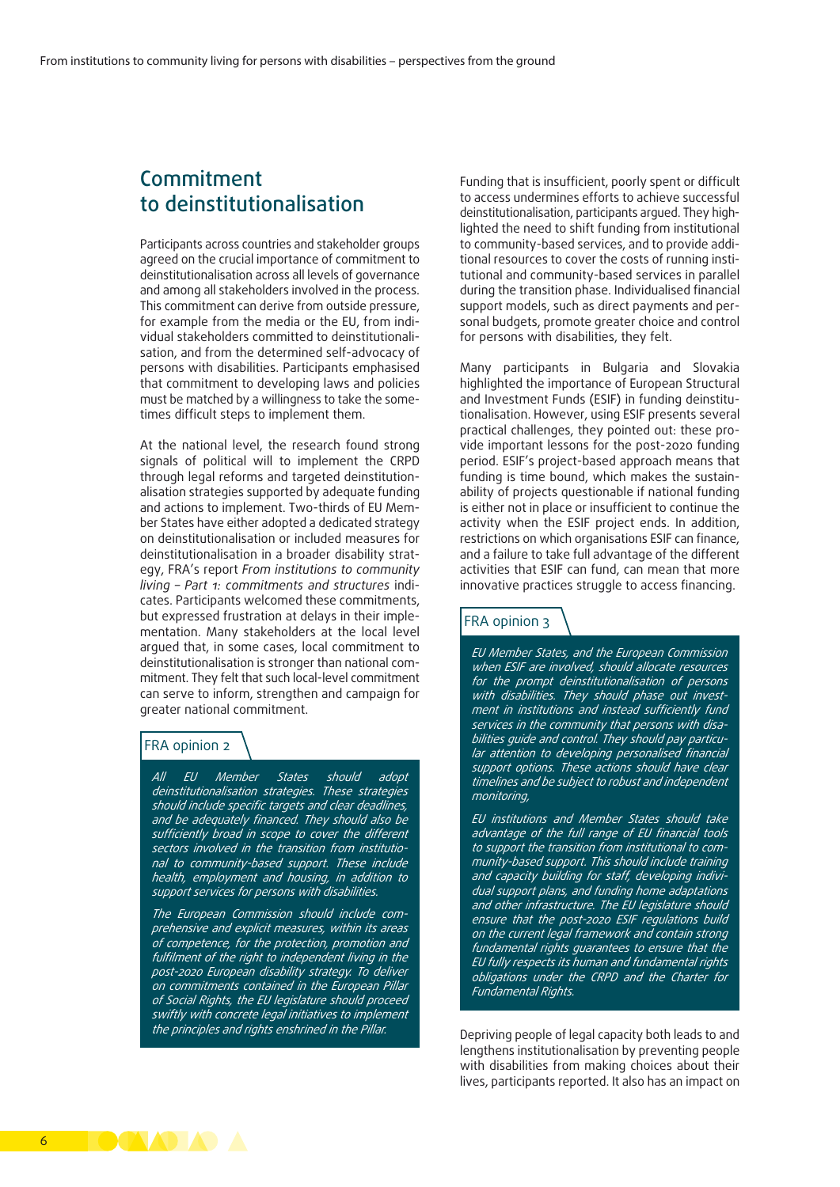## Commitment to deinstitutionalisation

Participants across countries and stakeholder groups agreed on the crucial importance of commitment to deinstitutionalisation across all levels of governance and among all stakeholders involved in the process. This commitment can derive from outside pressure, for example from the media or the EU, from individual stakeholders committed to deinstitutionalisation, and from the determined self-advocacy of persons with disabilities. Participants emphasised that commitment to developing laws and policies must be matched by a willingness to take the sometimes difficult steps to implement them.

At the national level, the research found strong signals of political will to implement the CRPD through legal reforms and targeted deinstitutionalisation strategies supported by adequate funding and actions to implement. Two-thirds of EU Member States have either adopted a dedicated strategy on deinstitutionalisation or included measures for deinstitutionalisation in a broader disability strategy, FRA's report *From institutions to community living – Part 1: commitments and structures* indicates. Participants welcomed these commitments, but expressed frustration at delays in their implementation. Many stakeholders at the local level argued that, in some cases, local commitment to deinstitutionalisation is stronger than national commitment. They felt that such local-level commitment can serve to inform, strengthen and campaign for greater national commitment.

### FRA opinion 2

*All EU Member States should adopt deinstitutionalisation strategies. These strategies should include specific targets and clear deadlines, and be adequately financed. They should also be sufficiently broad in scope to cover the different sectors involved in the transition from institutional to community-based support. These include health, employment and housing, in addition to support services for persons with disabilities.*

*The European Commission should include comprehensive and explicit measures, within its areas of competence, for the protection, promotion and fulfilment of the right to independent living in the post-2020 European disability strategy. To deliver on commitments contained in the European Pillar of Social Rights, the EU legislature should proceed swiftly with concrete legal initiatives to implement the principles and rights enshrined in the Pillar.*

Funding that is insufficient, poorly spent or difficult to access undermines efforts to achieve successful deinstitutionalisation, participants argued. They highlighted the need to shift funding from institutional to community-based services, and to provide additional resources to cover the costs of running institutional and community-based services in parallel during the transition phase. Individualised financial support models, such as direct payments and personal budgets, promote greater choice and control for persons with disabilities, they felt.

Many participants in Bulgaria and Slovakia highlighted the importance of European Structural and Investment Funds (ESIF) in funding deinstitutionalisation. However, using ESIF presents several practical challenges, they pointed out: these provide important lessons for the post-2020 funding period. ESIF's project-based approach means that funding is time bound, which makes the sustainability of projects questionable if national funding is either not in place or insufficient to continue the activity when the ESIF project ends. In addition, restrictions on which organisations ESIF can finance, and a failure to take full advantage of the different activities that ESIF can fund, can mean that more innovative practices struggle to access financing.

### FRA opinion 3

*EU Member States, and the European Commission when ESIF are involved, should allocate resources for the prompt deinstitutionalisation of persons with disabilities. They should phase out investment in institutions and instead sufficiently fund services in the community that persons with disabilities guide and control. They should pay particular attention to developing personalised financial support options. These actions should have clear timelines and be subject to robust and independent monitoring,*

*EU institutions and Member States should take advantage of the full range of EU financial tools to support the transition from institutional to community-based support. This should include training and capacity building for staff, developing individual support plans, and funding home adaptations and other infrastructure. The EU legislature should ensure that the post-2020 ESIF regulations build on the current legal framework and contain strong fundamental rights guarantees to ensure that the EU fully respects its human and fundamental rights obligations under the CRPD and the Charter for Fundamental Rights.*

Depriving people of legal capacity both leads to and lengthens institutionalisation by preventing people with disabilities from making choices about their lives, participants reported. It also has an impact on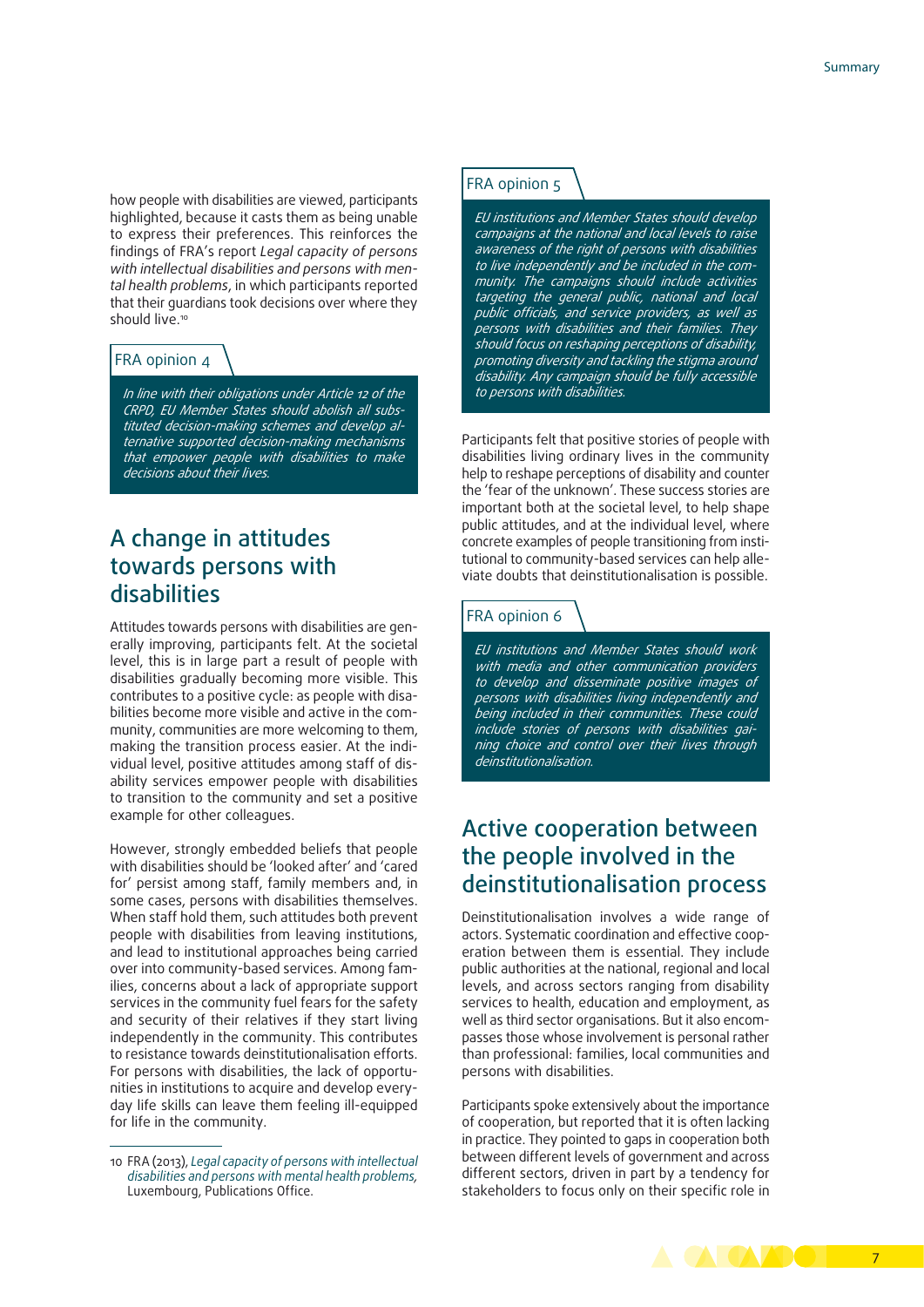how people with disabilities are viewed, participants highlighted, because it casts them as being unable to express their preferences. This reinforces the findings of FRA's report *Legal capacity of persons with intellectual disabilities and persons with mental health problems*, in which participants reported that their guardians took decisions over where they should live.[10]

**FRA opinion 4**

*In line with their obligations under Article 12 of the CRPD, EU Member States should abolish all substituted decision-making schemes and develop alternative supported decision-making mechanisms that empower people with disabilities to make decisions about their lives.*

## A change in attitudes towards persons with disabilities

Attitudes towards persons with disabilities are generally improving, participants felt. At the societal level, this is in large part a result of people with disabilities gradually becoming more visible. This contributes to a positive cycle: as people with disabilities become more visible and active in the community, communities are more welcoming to them, making the transition process easier. At the individual level, positive attitudes among staff of disability services empower people with disabilities to transition to the community and set a positive example for other colleagues.

However, strongly embedded beliefs that people with disabilities should be 'looked after' and 'cared for' persist among staff, family members and, in some cases, persons with disabilities themselves. When staff hold them, such attitudes both prevent people with disabilities from leaving institutions, and lead to institutional approaches being carried over into community-based services. Among families, concerns about a lack of appropriate support services in the community fuel fears for the safety and security of their relatives if they start living independently in the community. This contributes to resistance towards deinstitutionalisation efforts. For persons with disabilities, the lack of opportunities in institutions to acquire and develop everyday life skills can leave them feeling ill-equipped for life in the community.

10 FRA (2013), *Legal capacity of persons with intellectual disabilities and persons with mental health problems*, Luxembourg, Publications Office.

**FRA opinion 5**

*EU institutions and Member States should develop campaigns at the national and local levels to raise awareness of the right of persons with disabilities to live independently and be included in the community. The campaigns should include activities targeting the general public, national and local public officials, and service providers, as well as persons with disabilities and their families. They should focus on reshaping perceptions of disability, promoting diversity and tackling the stigma around disability. Any campaign should be fully accessible to persons with disabilities.*

Participants felt that positive stories of people with disabilities living ordinary lives in the community help to reshape perceptions of disability and counter the 'fear of the unknown'. These success stories are important both at the societal level, to help shape public attitudes, and at the individual level, where concrete examples of people transitioning from institutional to community-based services can help alleviate doubts that deinstitutionalisation is possible.

**FRA opinion 6**

*EU institutions and Member States should work with media and other communication providers to develop and disseminate positive images of persons with disabilities living independently and being included in their communities. These could include stories of persons with disabilities gaining choice and control over their lives through deinstitutionalisation.*

## Active cooperation between the people involved in the deinstitutionalisation process

Deinstitutionalisation involves a wide range of actors. Systematic coordination and effective cooperation between them is essential. They include public authorities at the national, regional and local levels, and across sectors ranging from disability services to health, education and employment, as well as third sector organisations. But it also encompasses those whose involvement is personal rather than professional: families, local communities and persons with disabilities.

Participants spoke extensively about the importance of cooperation, but reported that it is often lacking in practice. They pointed to gaps in cooperation both between different levels of government and across different sectors, driven in part by a tendency for stakeholders to focus only on their specific role in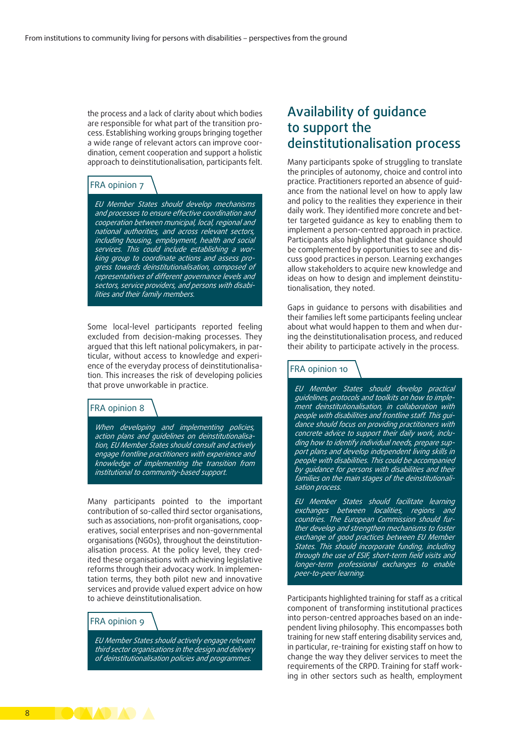the process and a lack of clarity about which bodies are responsible for what part of the transition process. Establishing working groups bringing together a wide range of relevant actors can improve coordination, cement cooperation and support a holistic approach to deinstitutionalisation, participants felt.

**FRA opinion 7**

*EU Member States should develop mechanisms and processes to ensure effective coordination and cooperation between municipal, local, regional and national authorities, and across relevant sectors, including housing, employment, health and social services. This could include establishing a working group to coordinate actions and assess progress towards deinstitutionalisation, composed of representatives of different governance levels and sectors, service providers, and persons with disabilities and their family members.*

Some local-level participants reported feeling excluded from decision-making processes. They argued that this left national policymakers, in particular, without access to knowledge and experience of the everyday process of deinstitutionalisation. This increases the risk of developing policies that prove unworkable in practice.

**FRA opinion 8**

*When developing and implementing policies, action plans and guidelines on deinstitutionalisation, EU Member States should consult and actively engage frontline practitioners with experience and knowledge of implementing the transition from institutional to community-based support.*

Many participants pointed to the important contribution of so-called third sector organisations, such as associations, non-profit organisations, cooperatives, social enterprises and non-governmental organisations (NGOs), throughout the deinstitutionalisation process. At the policy level, they credited these organisations with achieving legislative reforms through their advocacy work. In implementation terms, they both pilot new and innovative services and provide valued expert advice on how to achieve deinstitutionalisation.

**FRA opinion 9**

*EU Member States should actively engage relevant third sector organisations in the design and delivery of deinstitutionalisation policies and programmes.*

## Availability of guidance to support the deinstitutionalisation process

Many participants spoke of struggling to translate the principles of autonomy, choice and control into practice. Practitioners reported an absence of guidance from the national level on how to apply law and policy to the realities they experience in their daily work. They identified more concrete and better targeted guidance as key to enabling them to implement a person-centred approach in practice. Participants also highlighted that guidance should be complemented by opportunities to see and discuss good practices in person. Learning exchanges allow stakeholders to acquire new knowledge and ideas on how to design and implement deinstitutionalisation, they noted.

Gaps in guidance to persons with disabilities and their families left some participants feeling unclear about what would happen to them and when during the deinstitutionalisation process, and reduced their ability to participate actively in the process.

**FRA opinion 10**

*EU Member States should develop practical guidelines, protocols and toolkits on how to implement deinstitutionalisation, in collaboration with people with disabilities and frontline staff. This guidance should focus on providing practitioners with concrete advice to support their daily work, including how to identify individual needs, prepare support plans and develop independent living skills in people with disabilities. This could be accompanied by guidance for persons with disabilities and their families on the main stages of the deinstitutionalisation process.*

*EU Member States should facilitate learning exchanges between localities, regions and countries. The European Commission should further develop and strengthen mechanisms to foster exchange of good practices between EU Member States. This should incorporate funding, including through the use of ESIF, short-term field visits and longer-term professional exchanges to enable peer-to-peer learning.*

Participants highlighted training for staff as a critical component of transforming institutional practices into person-centred approaches based on an independent living philosophy. This encompasses both training for new staff entering disability services and, in particular, re-training for existing staff on how to change the way they deliver services to meet the requirements of the CRPD. Training for staff working in other sectors such as health, employment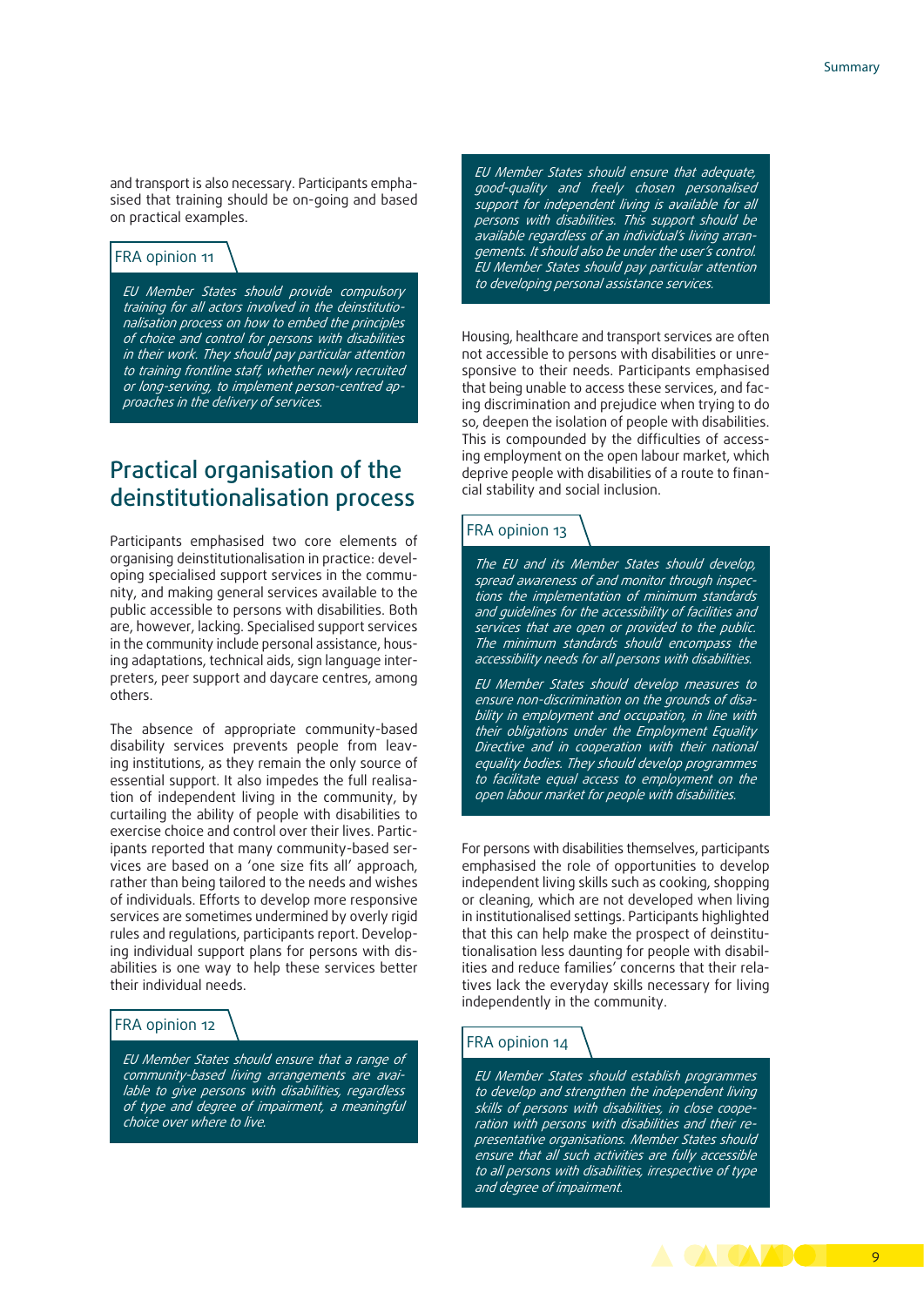and transport is also necessary. Participants emphasised that training should be on-going and based on practical examples.

FRA opinion 11

*EU Member States should provide compulsory training for all actors involved in the deinstitutionalisation process on how to embed the principles of choice and control for persons with disabilities in their work. They should pay particular attention to training frontline staff, whether newly recruited or long-serving, to implement person-centred approaches in the delivery of services.*

## Practical organisation of the deinstitutionalisation process

Participants emphasised two core elements of organising deinstitutionalisation in practice: developing specialised support services in the community, and making general services available to the public accessible to persons with disabilities. Both are, however, lacking. Specialised support services in the community include personal assistance, housing adaptations, technical aids, sign language interpreters, peer support and daycare centres, among others.

The absence of appropriate community-based disability services prevents people from leaving institutions, as they remain the only source of essential support. It also impedes the full realisation of independent living in the community, by curtailing the ability of people with disabilities to exercise choice and control over their lives. Participants reported that many community-based services are based on a 'one size fits all' approach, rather than being tailored to the needs and wishes of individuals. Efforts to develop more responsive services are sometimes undermined by overly rigid rules and regulations, participants report. Developing individual support plans for persons with disabilities is one way to help these services better their individual needs.

FRA opinion 12

*EU Member States should ensure that a range of community-based living arrangements are available to give persons with disabilities, regardless of type and degree of impairment, a meaningful choice over where to live.*

*EU Member States should ensure that adequate, good-quality and freely chosen personalised support for independent living is available for all persons with disabilities. This support should be available regardless of an individual's living arrangements. It should also be under the user's control. EU Member States should pay particular attention to developing personal assistance services.*

Housing, healthcare and transport services are often not accessible to persons with disabilities or unresponsive to their needs. Participants emphasised that being unable to access these services, and facing discrimination and prejudice when trying to do so, deepen the isolation of people with disabilities. This is compounded by the difficulties of accessing employment on the open labour market, which deprive people with disabilities of a route to financial stability and social inclusion.

FRA opinion 13

*The EU and its Member States should develop, spread awareness of and monitor through inspections the implementation of minimum standards and guidelines for the accessibility of facilities and services that are open or provided to the public. The minimum standards should encompass the accessibility needs for all persons with disabilities.*

*EU Member States should develop measures to ensure non-discrimination on the grounds of disability in employment and occupation, in line with their obligations under the Employment Equality Directive and in cooperation with their national equality bodies. They should develop programmes to facilitate equal access to employment on the open labour market for people with disabilities.*

For persons with disabilities themselves, participants emphasised the role of opportunities to develop independent living skills such as cooking, shopping or cleaning, which are not developed when living in institutionalised settings. Participants highlighted that this can help make the prospect of deinstitutionalisation less daunting for people with disabilities and reduce families' concerns that their relatives lack the everyday skills necessary for living independently in the community.

FRA opinion 14

*EU Member States should establish programmes to develop and strengthen the independent living skills of persons with disabilities, in close cooperation with persons with disabilities and their representative organisations. Member States should ensure that all such activities are fully accessible to all persons with disabilities, irrespective of type and degree of impairment.*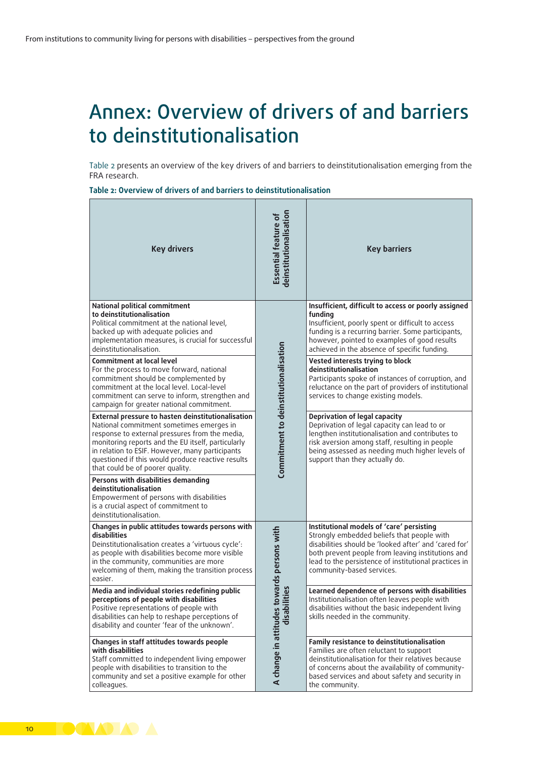# Annex: Overview of drivers of and barriers to deinstitutionalisation

Table 2 presents an overview of the key drivers of and barriers to deinstitutionalisation emerging from the FRA research.

**Table 2: Overview of drivers of and barriers to deinstitutionalisation**

| Key drivers | Essential feature of deinstitutionalisation | Key barriers |
|---|---|---|
| **National political commitment to deinstitutionalisation** Political commitment at the national level, backed up with adequate policies and implementation measures, is crucial for successful deinstitutionalisation. | Commitment to deinstitutionalisation | **Insufficient, difficult to access or poorly assigned funding** Insufficient, poorly spent or difficult to access funding is a recurring barrier. Some participants, however, pointed to examples of good results achieved in the absence of specific funding. |
| **Commitment at local level** For the process to move forward, national commitment should be complemented by commitment at the local level. Local-level commitment can serve to inform, strengthen and campaign for greater national commitment. | Commitment to deinstitutionalisation | **Vested interests trying to block deinstitutionalisation** Participants spoke of instances of corruption, and reluctance on the part of providers of institutional services to change existing models. |
| **External pressure to hasten deinstitutionalisation** National commitment sometimes emerges in response to external pressures from the media, monitoring reports and the EU itself, particularly in relation to ESIF. However, many participants questioned if this would produce reactive results that could be of poorer quality. | Commitment to deinstitutionalisation | **Deprivation of legal capacity** Deprivation of legal capacity can lead to or lengthen institutionalisation and contributes to risk aversion among staff, resulting in people being assessed as needing much higher levels of support than they actually do. |
| **Persons with disabilities demanding deinstitutionalisation** Empowerment of persons with disabilities is a crucial aspect of commitment to deinstitutionalisation. | Commitment to deinstitutionalisation | |
| **Changes in public attitudes towards persons with disabilities** Deinstitutionalisation creates a 'virtuous cycle': as people with disabilities become more visible in the community, communities are more welcoming of them, making the transition process easier. | A change in attitudes towards persons with disabilities | **Institutional models of 'care' persisting** Strongly embedded beliefs that people with disabilities should be 'looked after' and 'cared for' both prevent people from leaving institutions and lead to the persistence of institutional practices in community-based services. |
| **Media and individual stories redefining public perceptions of people with disabilities** Positive representations of people with disabilities can help to reshape perceptions of disability and counter 'fear of the unknown'. | A change in attitudes towards persons with disabilities | **Learned dependence of persons with disabilities** Institutionalisation often leaves people with disabilities without the basic independent living skills needed in the community. |
| **Changes in staff attitudes towards people with disabilities** Staff committed to independent living empower people with disabilities to transition to the community and set a positive example for other colleagues. | A change in attitudes towards persons with disabilities | **Family resistance to deinstitutionalisation** Families are often reluctant to support deinstitutionalisation for their relatives because of concerns about the availability of community-based services and about safety and security in the community. |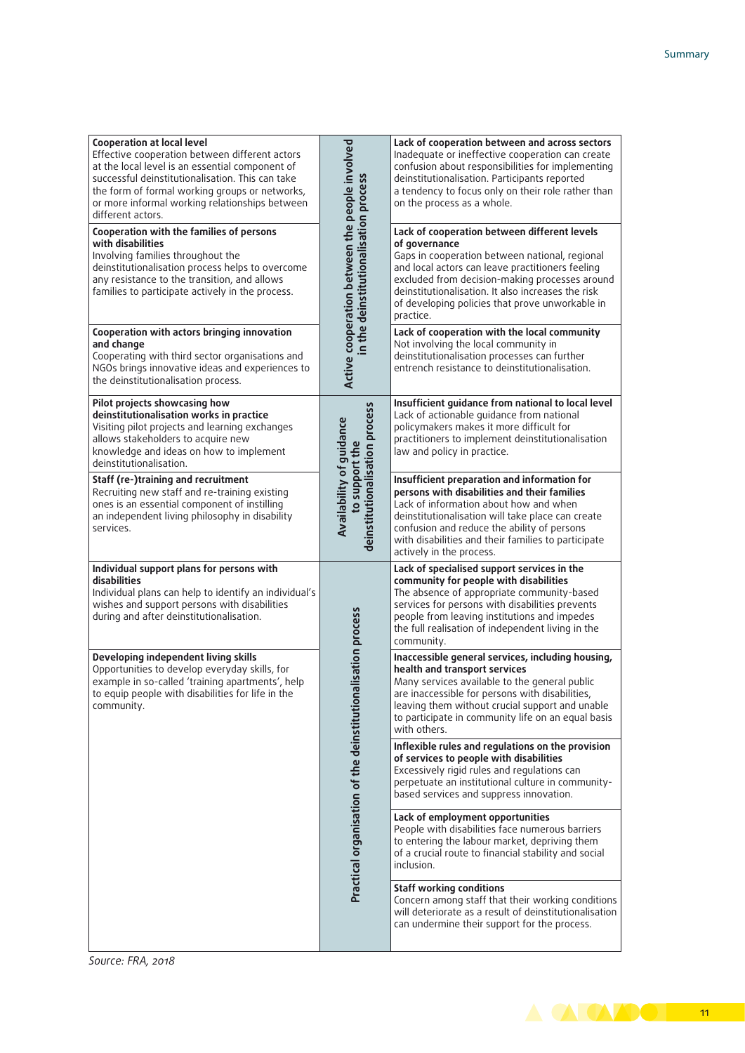| | | |
|---|---|---|
| **Cooperation at local level**<br>Effective cooperation between different actors at the local level is an essential component of successful deinstitutionalisation. This can take the form of formal working groups or networks, or more informal working relationships between different actors. | **Active cooperation between the people involved in the deinstitutionalisation process** | **Lack of cooperation between and across sectors**<br>Inadequate or ineffective cooperation can create confusion about responsibilities for implementing deinstitutionalisation. Participants reported a tendency to focus only on their role rather than on the process as a whole. |
| **Cooperation with the families of persons with disabilities**<br>Involving families throughout the deinstitutionalisation process helps to overcome any resistance to the transition, and allows families to participate actively in the process. | | **Lack of cooperation between different levels of governance**<br>Gaps in cooperation between national, regional and local actors can leave practitioners feeling excluded from decision-making processes around deinstitutionalisation. It also increases the risk of developing policies that prove unworkable in practice. |
| **Cooperation with actors bringing innovation and change**<br>Cooperating with third sector organisations and NGOs brings innovative ideas and experiences to the deinstitutionalisation process. | | **Lack of cooperation with the local community**<br>Not involving the local community in deinstitutionalisation processes can further entrench resistance to deinstitutionalisation. |
| **Pilot projects showcasing how deinstitutionalisation works in practice**<br>Visiting pilot projects and learning exchanges allows stakeholders to acquire new knowledge and ideas on how to implement deinstitutionalisation. | **Availability of guidance to support the deinstitutionalisation process** | **Insufficient guidance from national to local level**<br>Lack of actionable guidance from national policymakers makes it more difficult for practitioners to implement deinstitutionalisation law and policy in practice. |
| **Staff (re-)training and recruitment**<br>Recruiting new staff and re-training existing ones is an essential component of instilling an independent living philosophy in disability services. | | **Insufficient preparation and information for persons with disabilities and their families**<br>Lack of information about how and when deinstitutionalisation will take place can create confusion and reduce the ability of persons with disabilities and their families to participate actively in the process. |
| **Individual support plans for persons with disabilities**<br>Individual plans can help to identify an individual's wishes and support persons with disabilities during and after deinstitutionalisation. | **Practical organisation of the deinstitutionalisation process** | **Lack of specialised support services in the community for people with disabilities**<br>The absence of appropriate community-based services for persons with disabilities prevents people from leaving institutions and impedes the full realisation of independent living in the community. |
| **Developing independent living skills**<br>Opportunities to develop everyday skills, for example in so-called 'training apartments', help to equip people with disabilities for life in the community. | | **Inaccessible general services, including housing, health and transport services**<br>Many services available to the general public are inaccessible for persons with disabilities, leaving them without crucial support and unable to participate in community life on an equal basis with others. |
| | | **Inflexible rules and regulations on the provision of services to people with disabilities**<br>Excessively rigid rules and regulations can perpetuate an institutional culture in community-based services and suppress innovation. |
| | | **Lack of employment opportunities**<br>People with disabilities face numerous barriers to entering the labour market, depriving them of a crucial route to financial stability and social inclusion. |
| | | **Staff working conditions**<br>Concern among staff that their working conditions will deteriorate as a result of deinstitutionalisation can undermine their support for the process. |

*Source: FRA, 2018*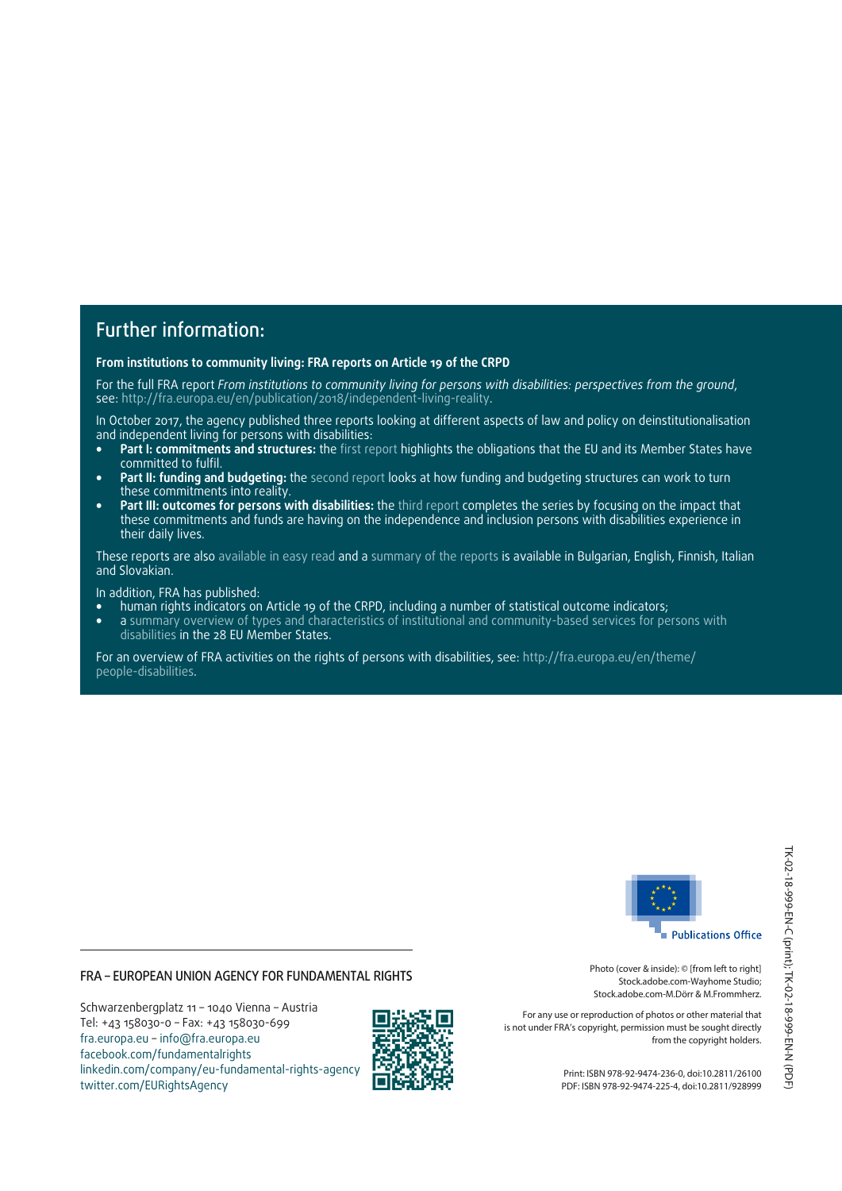## Further information:

**From institutions to community living: FRA reports on Article 19 of the CRPD**

For the full FRA report *From institutions to community living for persons with disabilities: perspectives from the ground*, see: http://fra.europa.eu/en/publication/2018/independent-living-reality.

In October 2017, the agency published three reports looking at different aspects of law and policy on deinstitutionalisation and independent living for persons with disabilities:

- **Part I: commitments and structures:** the first report highlights the obligations that the EU and its Member States have committed to fulfil.
- **Part II: funding and budgeting:** the second report looks at how funding and budgeting structures can work to turn these commitments into reality.
- **Part III: outcomes for persons with disabilities:** the third report completes the series by focusing on the impact that these commitments and funds are having on the independence and inclusion persons with disabilities experience in their daily lives.

These reports are also available in easy read and a summary of the reports is available in Bulgarian, English, Finnish, Italian and Slovakian.

In addition, FRA has published:

- human rights indicators on Article 19 of the CRPD, including a number of statistical outcome indicators;
- a summary overview of types and characteristics of institutional and community-based services for persons with disabilities in the 28 EU Member States.

For an overview of FRA activities on the rights of persons with disabilities, see: http://fra.europa.eu/en/theme/people-disabilities.

Publications Office

**FRA – EUROPEAN UNION AGENCY FOR FUNDAMENTAL RIGHTS**

Schwarzenbergplatz 11 – 1040 Vienna – Austria
Tel: +43 158030-0 – Fax: +43 158030-699
fra.europa.eu – info@fra.europa.eu
facebook.com/fundamentalrights
linkedin.com/company/eu-fundamental-rights-agency
twitter.com/EURightsAgency

Photo (cover & inside): © [from left to right] Stock.adobe.com-Wayhome Studio; Stock.adobe.com-M.Dörr & M.Frommherz.

For any use or reproduction of photos or other material that is not under FRA's copyright, permission must be sought directly from the copyright holders.

Print: ISBN 978-92-9474-236-0, doi:10.2811/26100
PDF: ISBN 978-92-9474-225-4, doi:10.2811/928999

TK-02-18-999-EN-C (print); TK-02-18-999-EN-N (PDF)